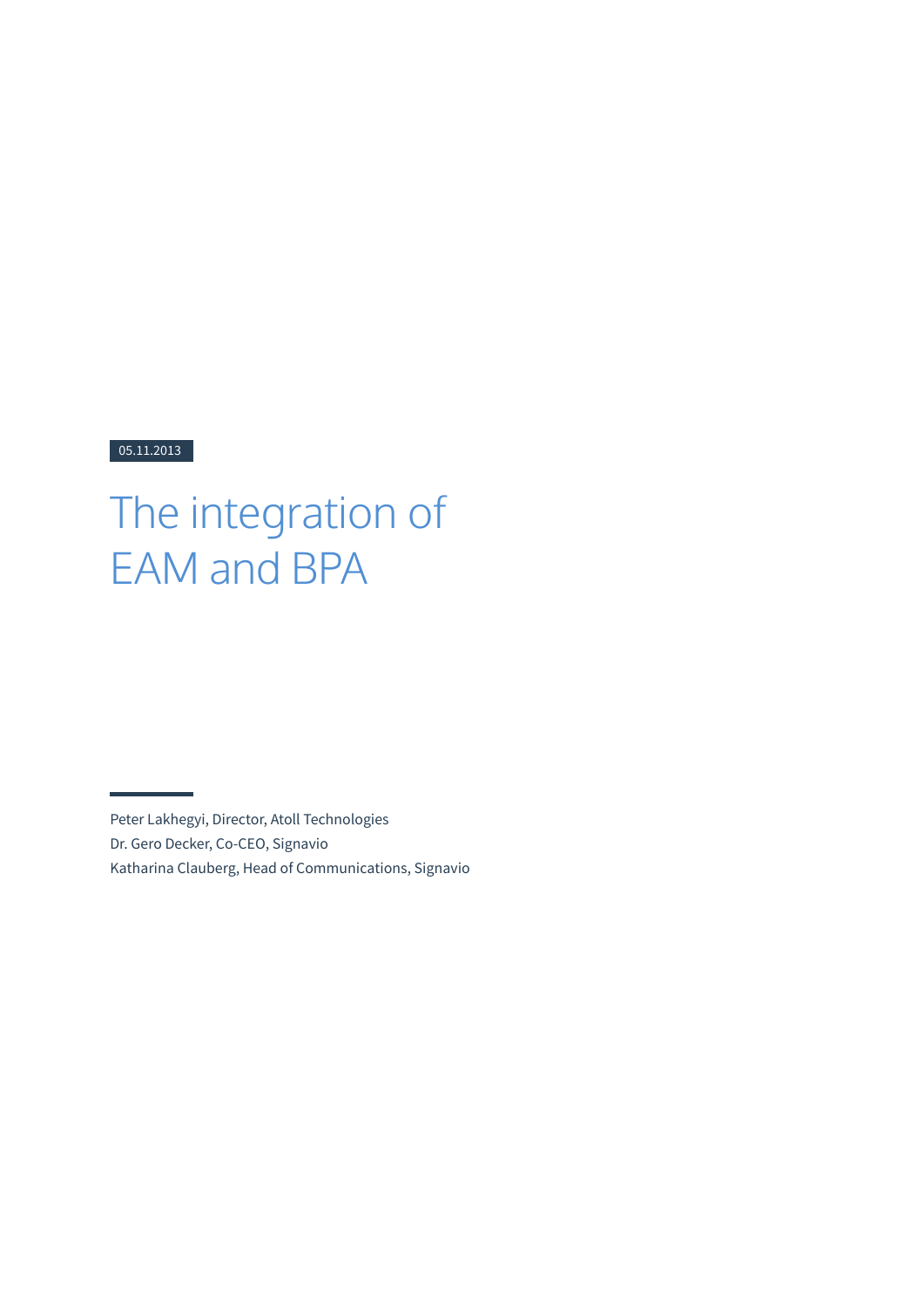05.11.2013

# The integration of EAM and BPA

Peter Lakhegyi, Director, Atoll Technologies
Dr. Gero Decker, Co-CEO, Signavio
Katharina Clauberg, Head of Communications, Signavio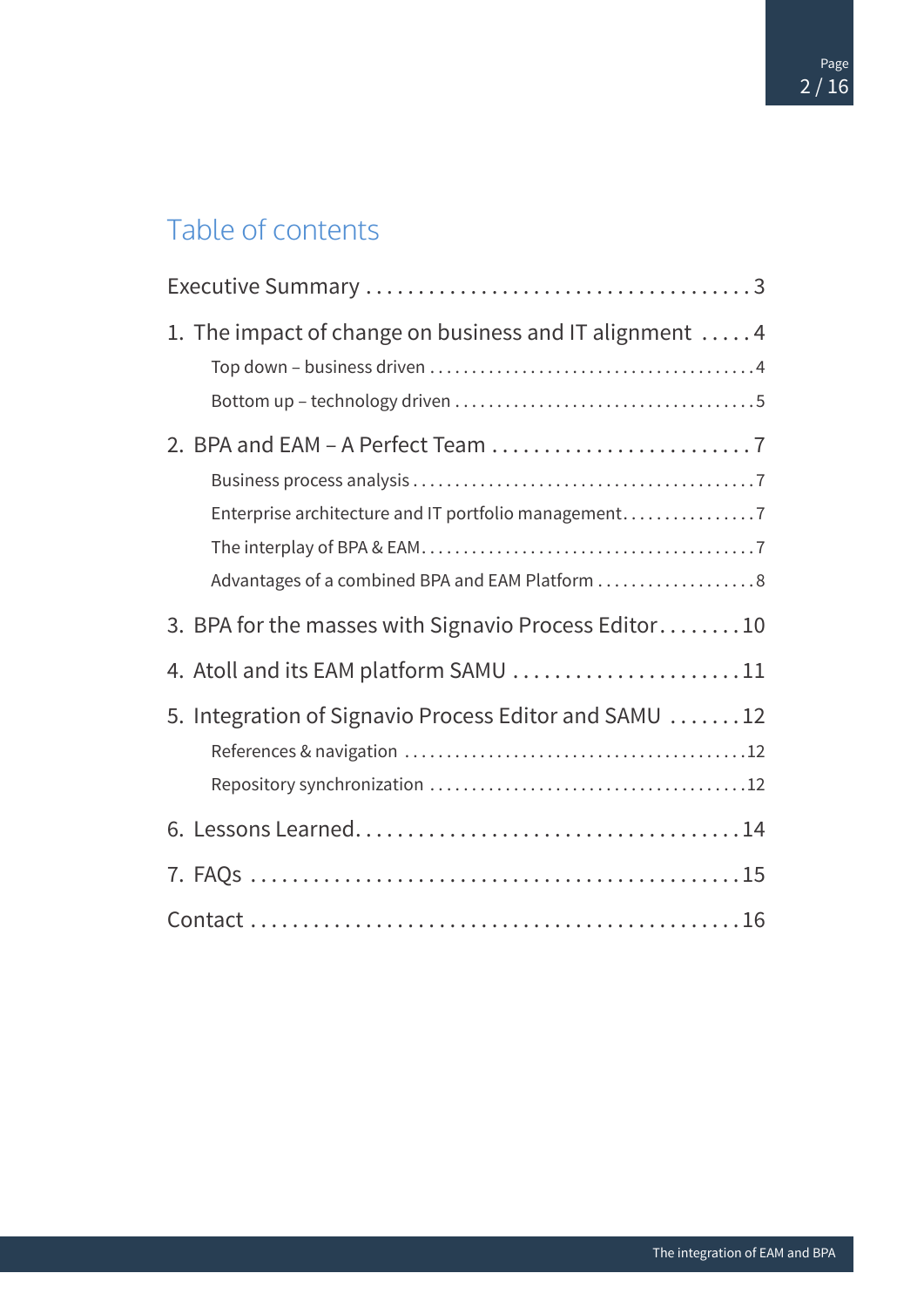# Table of contents

Executive Summary ..... 3

1. The impact of change on business and IT alignment ..... 4
   - Top down – business driven ..... 4
   - Bottom up – technology driven ..... 5
2. BPA and EAM – A Perfect Team ..... 7
   - Business process analysis ..... 7
   - Enterprise architecture and IT portfolio management ..... 7
   - The interplay of BPA & EAM ..... 7
   - Advantages of a combined BPA and EAM Platform ..... 8
3. BPA for the masses with Signavio Process Editor ..... 10
4. Atoll and its EAM platform SAMU ..... 11
5. Integration of Signavio Process Editor and SAMU ..... 12
   - References & navigation ..... 12
   - Repository synchronization ..... 12
6. Lessons Learned ..... 14
7. FAQs ..... 15

Contact ..... 16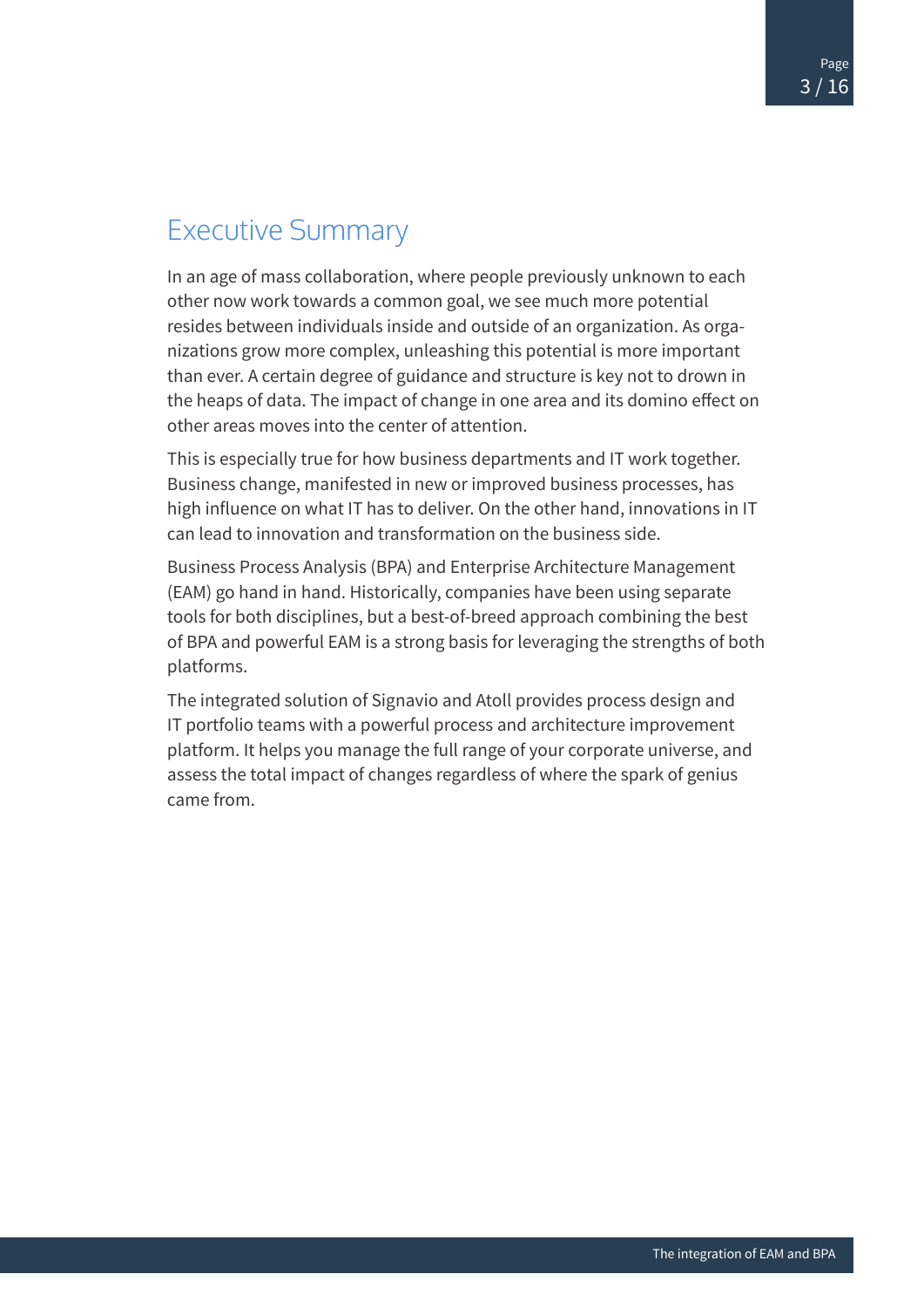## Executive Summary

In an age of mass collaboration, where people previously unknown to each other now work towards a common goal, we see much more potential resides between individuals inside and outside of an organization. As organizations grow more complex, unleashing this potential is more important than ever. A certain degree of guidance and structure is key not to drown in the heaps of data. The impact of change in one area and its domino effect on other areas moves into the center of attention.

This is especially true for how business departments and IT work together. Business change, manifested in new or improved business processes, has high influence on what IT has to deliver. On the other hand, innovations in IT can lead to innovation and transformation on the business side.

Business Process Analysis (BPA) and Enterprise Architecture Management (EAM) go hand in hand. Historically, companies have been using separate tools for both disciplines, but a best-of-breed approach combining the best of BPA and powerful EAM is a strong basis for leveraging the strengths of both platforms.

The integrated solution of Signavio and Atoll provides process design and IT portfolio teams with a powerful process and architecture improvement platform. It helps you manage the full range of your corporate universe, and assess the total impact of changes regardless of where the spark of genius came from.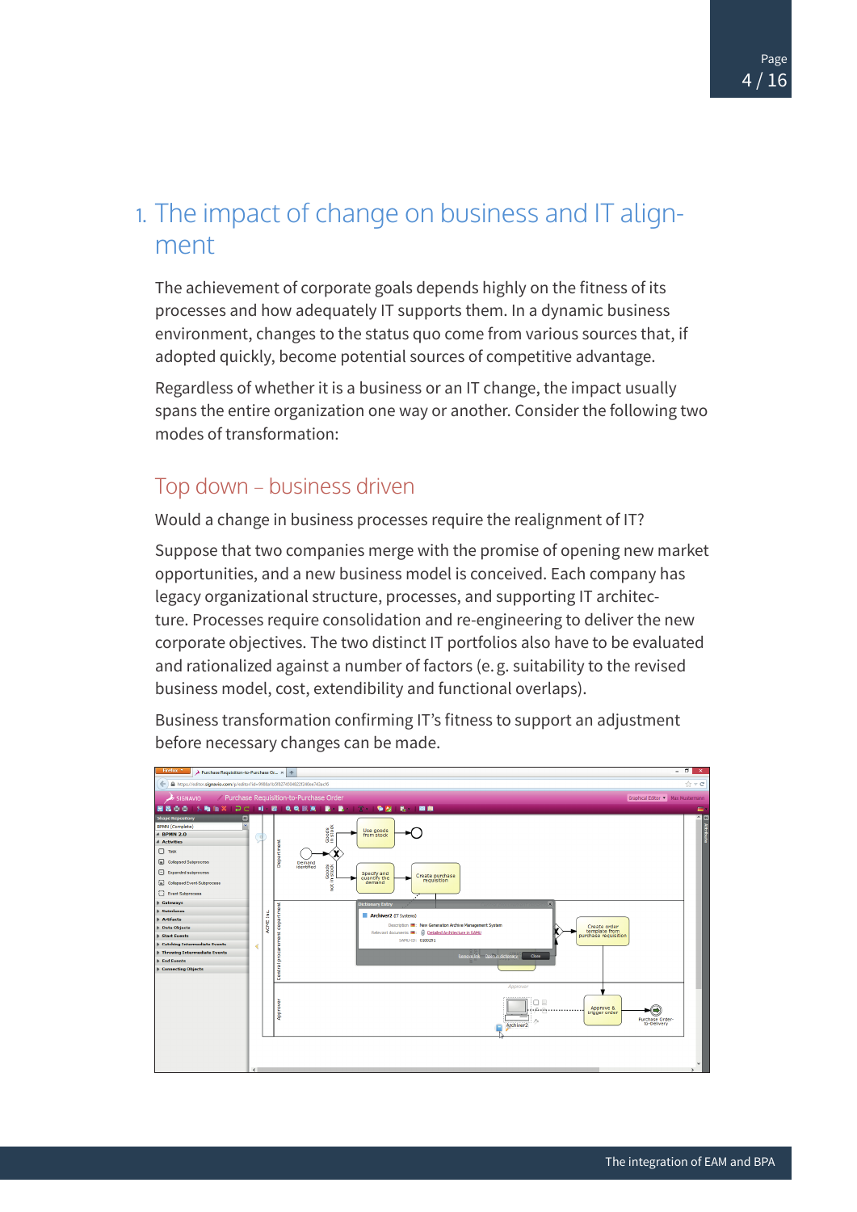# 1. The impact of change on business and IT alignment

The achievement of corporate goals depends highly on the fitness of its processes and how adequately IT supports them. In a dynamic business environment, changes to the status quo come from various sources that, if adopted quickly, become potential sources of competitive advantage.

Regardless of whether it is a business or an IT change, the impact usually spans the entire organization one way or another. Consider the following two modes of transformation:

## Top down – business driven

Would a change in business processes require the realignment of IT?

Suppose that two companies merge with the promise of opening new market opportunities, and a new business model is conceived. Each company has legacy organizational structure, processes, and supporting IT architecture. Processes require consolidation and re-engineering to deliver the new corporate objectives. The two distinct IT portfolios also have to be evaluated and rationalized against a number of factors (e. g. suitability to the revised business model, cost, extendibility and functional overlaps).

Business transformation confirming IT's fitness to support an adjustment before necessary changes can be made.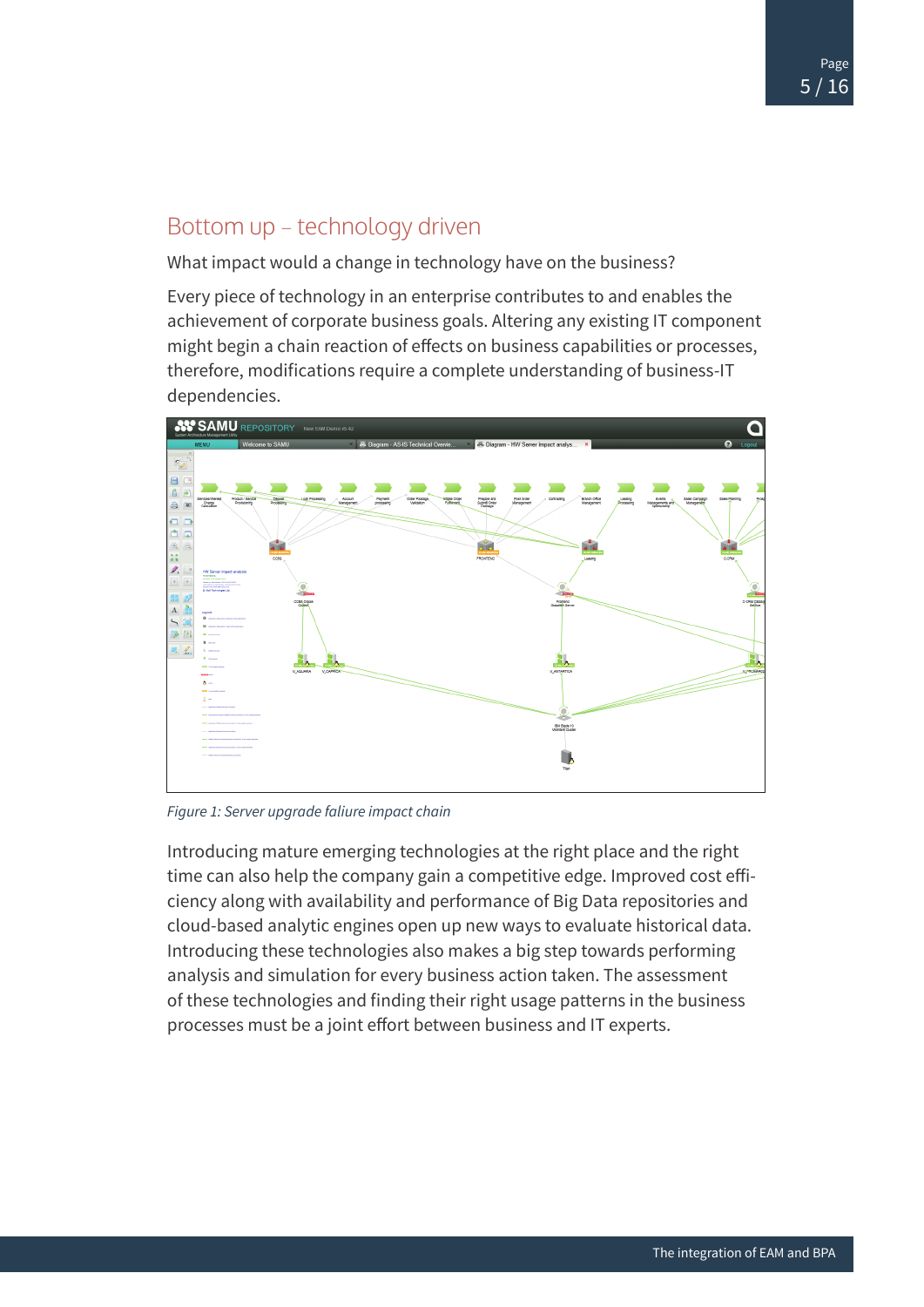## Bottom up – technology driven

What impact would a change in technology have on the business?

Every piece of technology in an enterprise contributes to and enables the achievement of corporate business goals. Altering any existing IT component might begin a chain reaction of effects on business capabilities or processes, therefore, modifications require a complete understanding of business-IT dependencies.

*Figure 1: Server upgrade faliure impact chain*

Introducing mature emerging technologies at the right place and the right time can also help the company gain a competitive edge. Improved cost efficiency along with availability and performance of Big Data repositories and cloud-based analytic engines open up new ways to evaluate historical data. Introducing these technologies also makes a big step towards performing analysis and simulation for every business action taken. The assessment of these technologies and finding their right usage patterns in the business processes must be a joint effort between business and IT experts.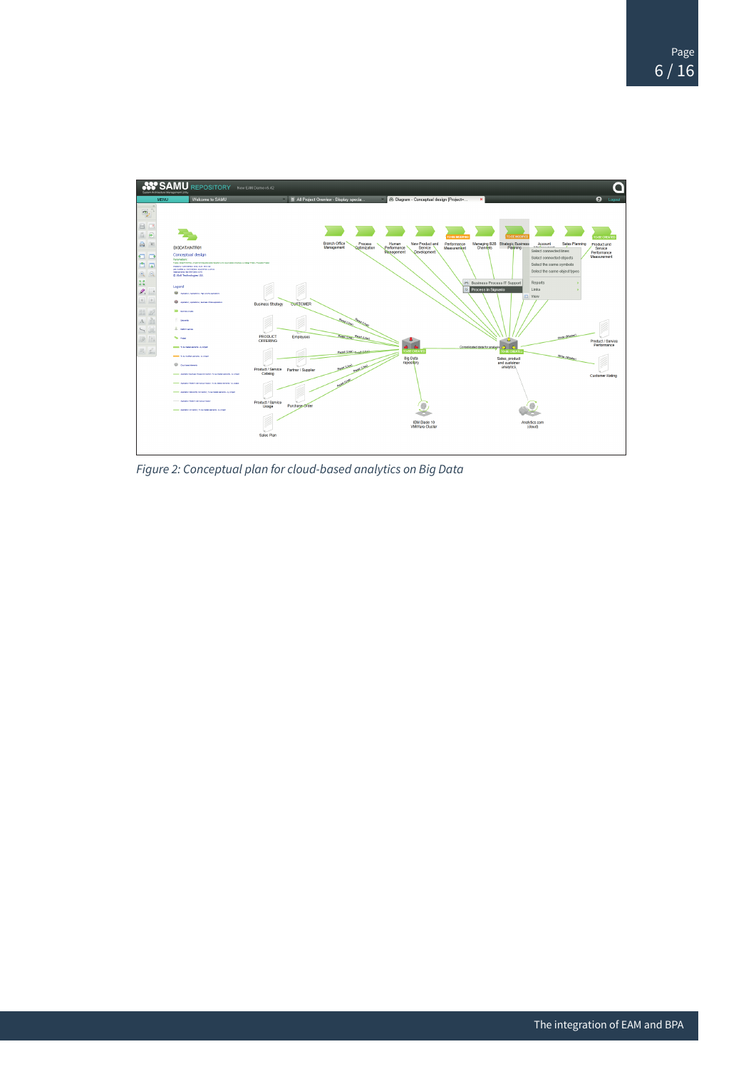*Figure 2: Conceptual plan for cloud-based analytics on Big Data*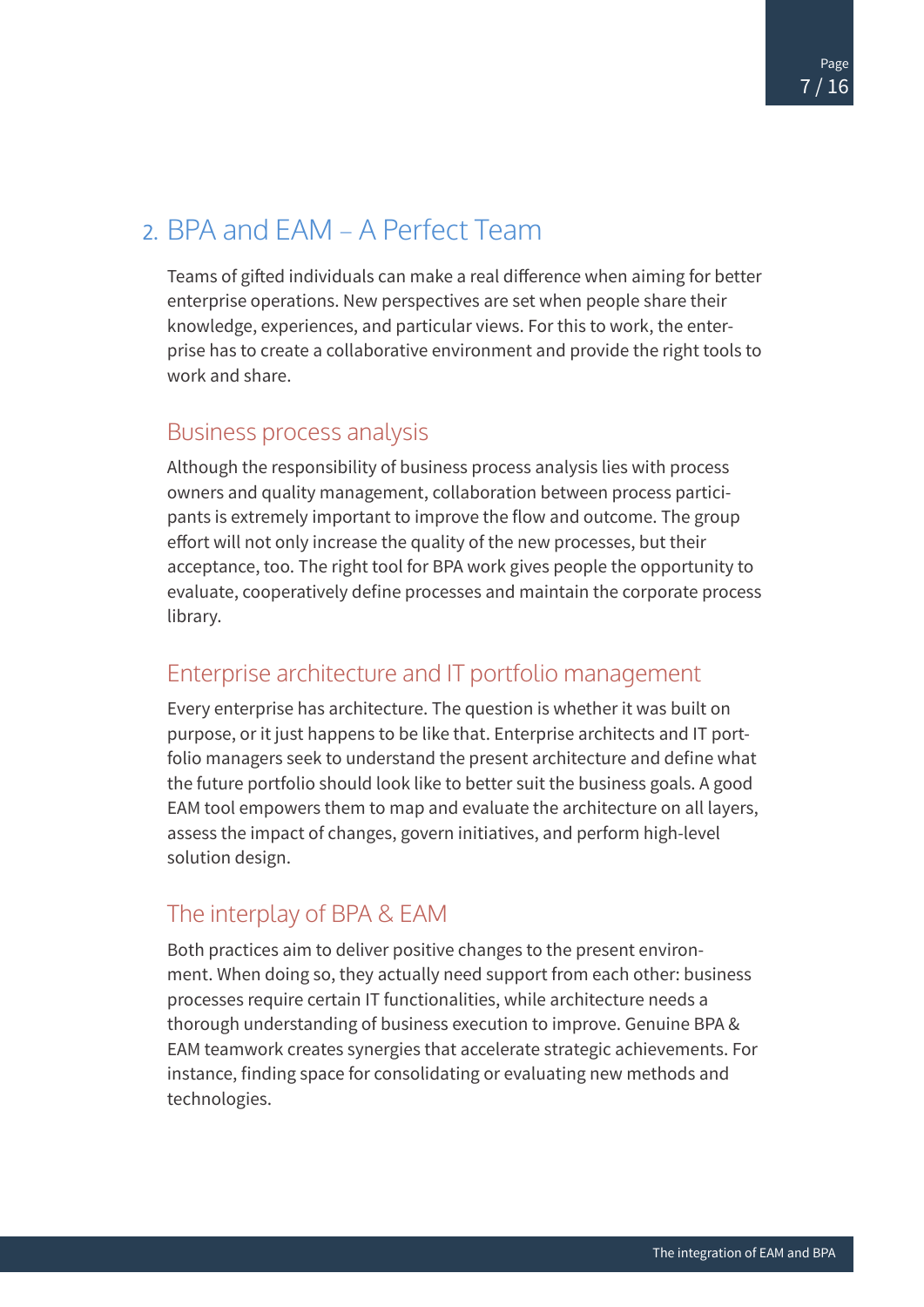## 2. BPA and EAM – A Perfect Team

Teams of gifted individuals can make a real difference when aiming for better enterprise operations. New perspectives are set when people share their knowledge, experiences, and particular views. For this to work, the enterprise has to create a collaborative environment and provide the right tools to work and share.

### Business process analysis

Although the responsibility of business process analysis lies with process owners and quality management, collaboration between process participants is extremely important to improve the flow and outcome. The group effort will not only increase the quality of the new processes, but their acceptance, too. The right tool for BPA work gives people the opportunity to evaluate, cooperatively define processes and maintain the corporate process library.

### Enterprise architecture and IT portfolio management

Every enterprise has architecture. The question is whether it was built on purpose, or it just happens to be like that. Enterprise architects and IT portfolio managers seek to understand the present architecture and define what the future portfolio should look like to better suit the business goals. A good EAM tool empowers them to map and evaluate the architecture on all layers, assess the impact of changes, govern initiatives, and perform high-level solution design.

### The interplay of BPA & EAM

Both practices aim to deliver positive changes to the present environment. When doing so, they actually need support from each other: business processes require certain IT functionalities, while architecture needs a thorough understanding of business execution to improve. Genuine BPA & EAM teamwork creates synergies that accelerate strategic achievements. For instance, finding space for consolidating or evaluating new methods and technologies.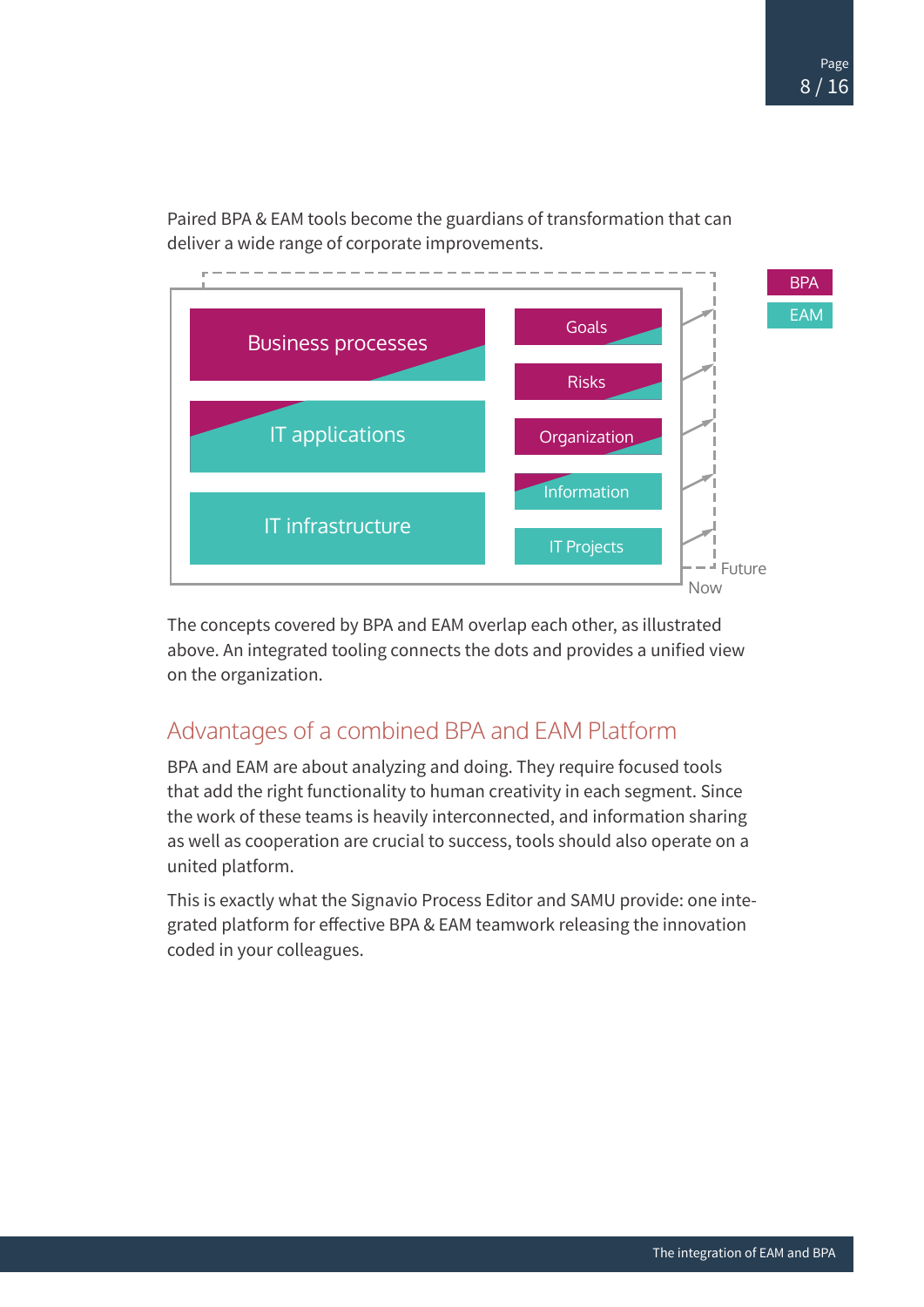Paired BPA & EAM tools become the guardians of transformation that can deliver a wide range of corporate improvements.

BPA

EAM

Business processes

IT applications

IT infrastructure

Goals

Risks

Organization

Information

IT Projects

Future

Now

The concepts covered by BPA and EAM overlap each other, as illustrated above. An integrated tooling connects the dots and provides a unified view on the organization.

## Advantages of a combined BPA and EAM Platform

BPA and EAM are about analyzing and doing. They require focused tools that add the right functionality to human creativity in each segment. Since the work of these teams is heavily interconnected, and information sharing as well as cooperation are crucial to success, tools should also operate on a united platform.

This is exactly what the Signavio Process Editor and SAMU provide: one integrated platform for effective BPA & EAM teamwork releasing the innovation coded in your colleagues.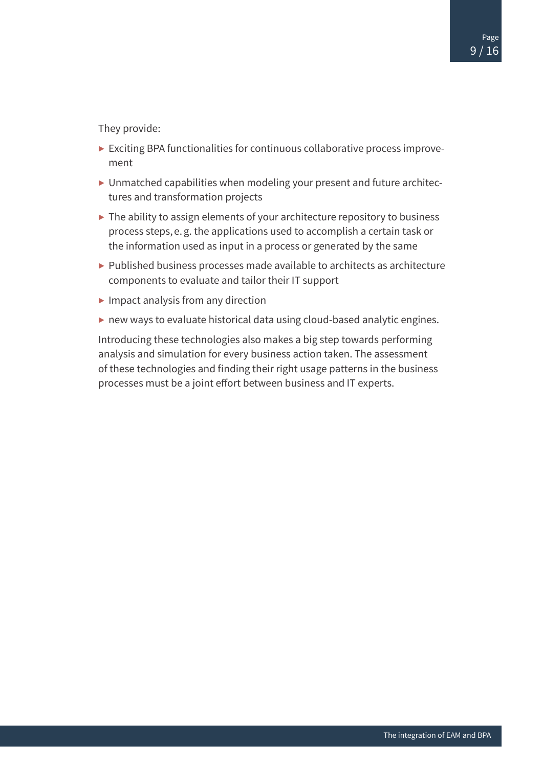They provide:

- Exciting BPA functionalities for continuous collaborative process improvement
- Unmatched capabilities when modeling your present and future architectures and transformation projects
- The ability to assign elements of your architecture repository to business process steps, e. g. the applications used to accomplish a certain task or the information used as input in a process or generated by the same
- Published business processes made available to architects as architecture components to evaluate and tailor their IT support
- Impact analysis from any direction
- new ways to evaluate historical data using cloud-based analytic engines.

Introducing these technologies also makes a big step towards performing analysis and simulation for every business action taken. The assessment of these technologies and finding their right usage patterns in the business processes must be a joint effort between business and IT experts.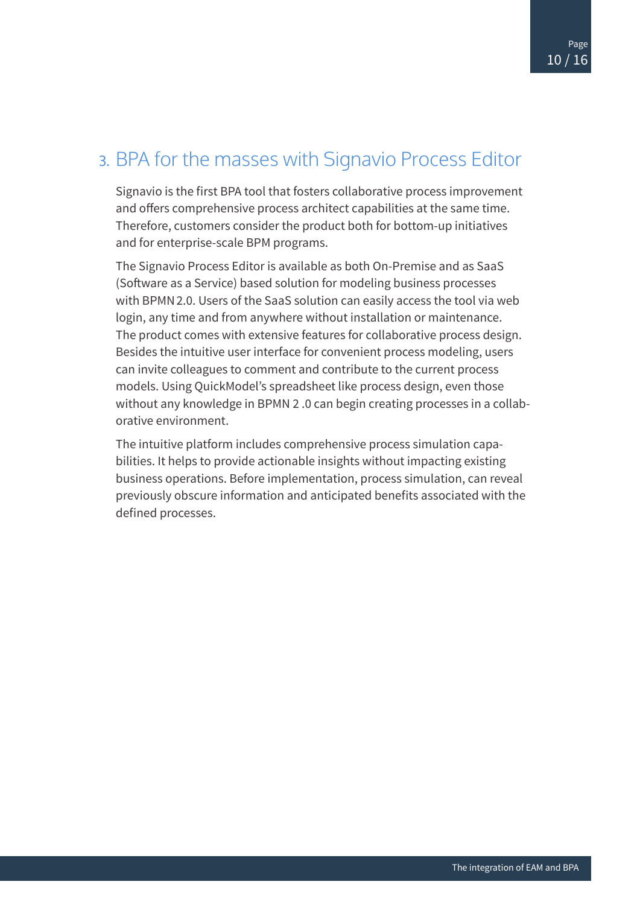## 3. BPA for the masses with Signavio Process Editor

Signavio is the first BPA tool that fosters collaborative process improvement and offers comprehensive process architect capabilities at the same time. Therefore, customers consider the product both for bottom-up initiatives and for enterprise-scale BPM programs.

The Signavio Process Editor is available as both On-Premise and as SaaS (Software as a Service) based solution for modeling business processes with BPMN 2.0. Users of the SaaS solution can easily access the tool via web login, any time and from anywhere without installation or maintenance. The product comes with extensive features for collaborative process design. Besides the intuitive user interface for convenient process modeling, users can invite colleagues to comment and contribute to the current process models. Using QuickModel's spreadsheet like process design, even those without any knowledge in BPMN 2 .0 can begin creating processes in a collaborative environment.

The intuitive platform includes comprehensive process simulation capabilities. It helps to provide actionable insights without impacting existing business operations. Before implementation, process simulation, can reveal previously obscure information and anticipated benefits associated with the defined processes.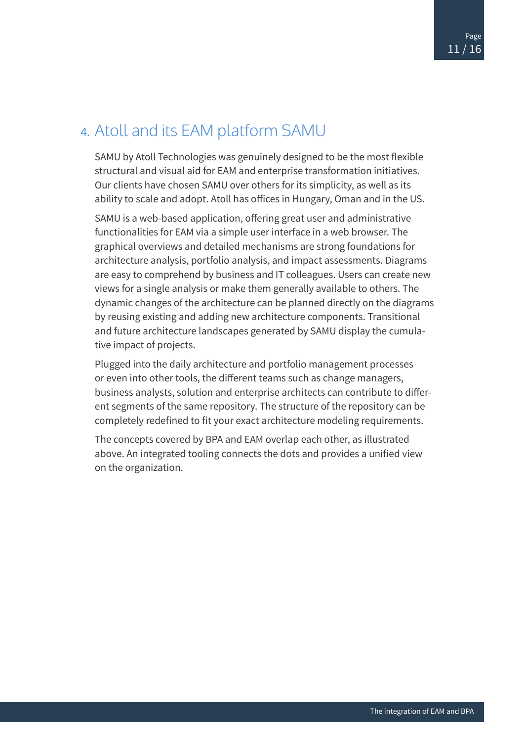## 4. Atoll and its EAM platform SAMU

SAMU by Atoll Technologies was genuinely designed to be the most flexible structural and visual aid for EAM and enterprise transformation initiatives. Our clients have chosen SAMU over others for its simplicity, as well as its ability to scale and adopt. Atoll has offices in Hungary, Oman and in the US.

SAMU is a web-based application, offering great user and administrative functionalities for EAM via a simple user interface in a web browser. The graphical overviews and detailed mechanisms are strong foundations for architecture analysis, portfolio analysis, and impact assessments. Diagrams are easy to comprehend by business and IT colleagues. Users can create new views for a single analysis or make them generally available to others. The dynamic changes of the architecture can be planned directly on the diagrams by reusing existing and adding new architecture components. Transitional and future architecture landscapes generated by SAMU display the cumulative impact of projects.

Plugged into the daily architecture and portfolio management processes or even into other tools, the different teams such as change managers, business analysts, solution and enterprise architects can contribute to different segments of the same repository. The structure of the repository can be completely redefined to fit your exact architecture modeling requirements.

The concepts covered by BPA and EAM overlap each other, as illustrated above. An integrated tooling connects the dots and provides a unified view on the organization.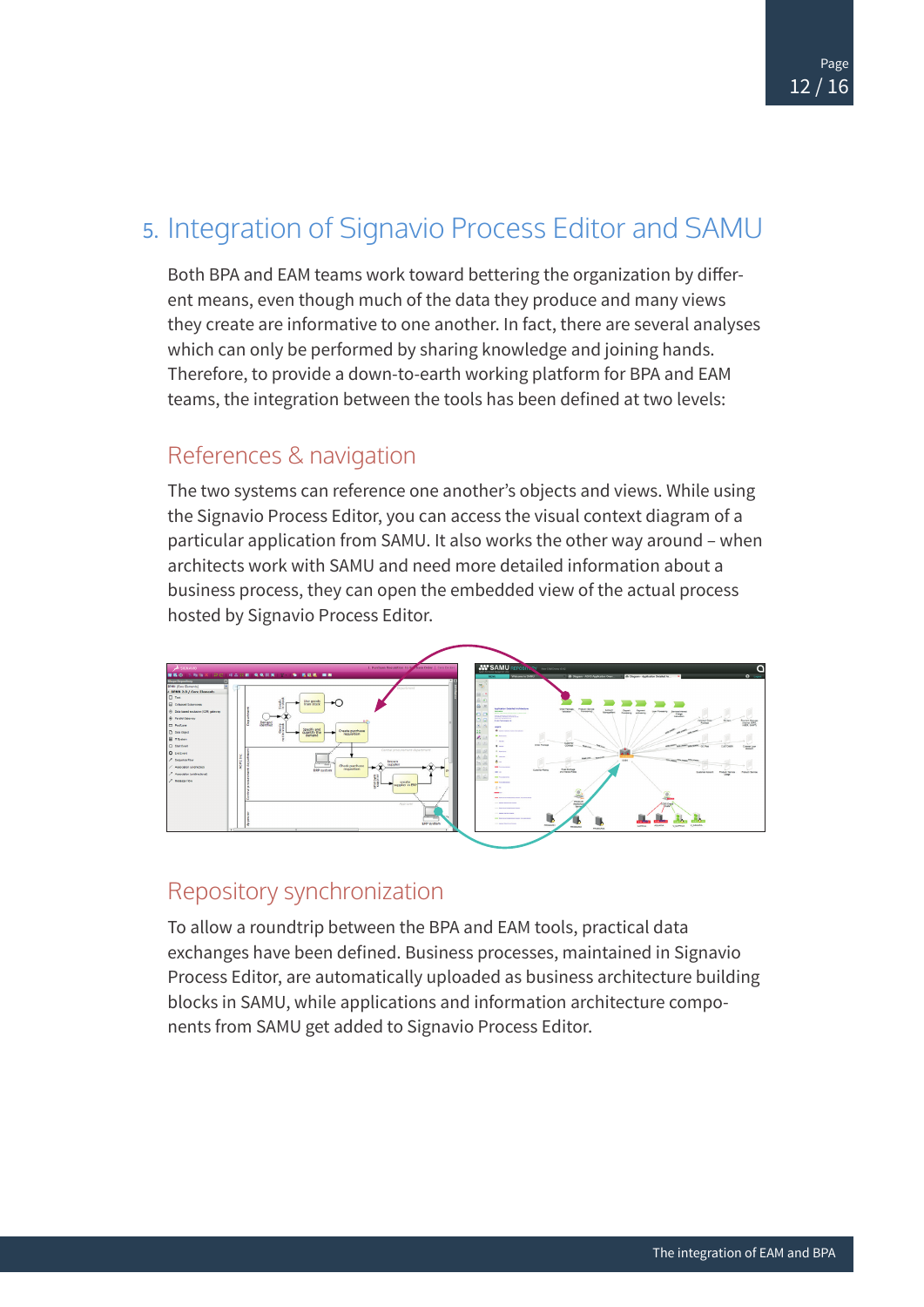# 5. Integration of Signavio Process Editor and SAMU

Both BPA and EAM teams work toward bettering the organization by different means, even though much of the data they produce and many views they create are informative to one another. In fact, there are several analyses which can only be performed by sharing knowledge and joining hands. Therefore, to provide a down-to-earth working platform for BPA and EAM teams, the integration between the tools has been defined at two levels:

## References & navigation

The two systems can reference one another's objects and views. While using the Signavio Process Editor, you can access the visual context diagram of a particular application from SAMU. It also works the other way around – when architects work with SAMU and need more detailed information about a business process, they can open the embedded view of the actual process hosted by Signavio Process Editor.

## Repository synchronization

To allow a roundtrip between the BPA and EAM tools, practical data exchanges have been defined. Business processes, maintained in Signavio Process Editor, are automatically uploaded as business architecture building blocks in SAMU, while applications and information architecture components from SAMU get added to Signavio Process Editor.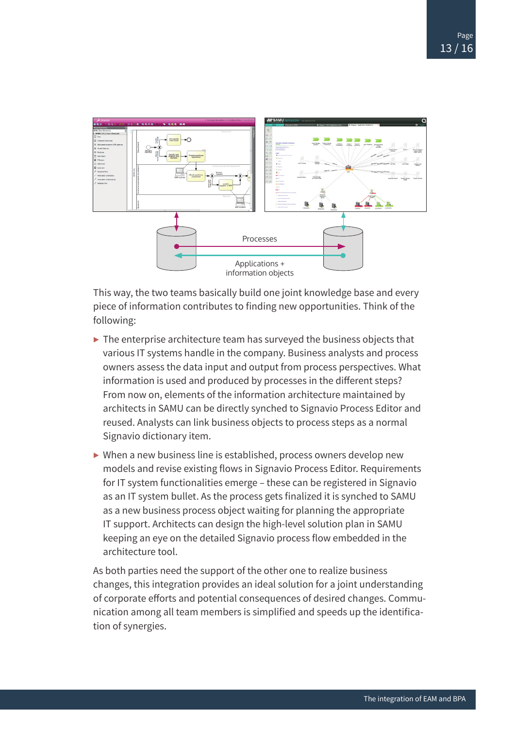Processes

Applications +
information objects

This way, the two teams basically build one joint knowledge base and every piece of information contributes to finding new opportunities. Think of the following:

- The enterprise architecture team has surveyed the business objects that various IT systems handle in the company. Business analysts and process owners assess the data input and output from process perspectives. What information is used and produced by processes in the different steps? From now on, elements of the information architecture maintained by architects in SAMU can be directly synched to Signavio Process Editor and reused. Analysts can link business objects to process steps as a normal Signavio dictionary item.

- When a new business line is established, process owners develop new models and revise existing flows in Signavio Process Editor. Requirements for IT system functionalities emerge – these can be registered in Signavio as an IT system bullet. As the process gets finalized it is synched to SAMU as a new business process object waiting for planning the appropriate IT support. Architects can design the high-level solution plan in SAMU keeping an eye on the detailed Signavio process flow embedded in the architecture tool.

As both parties need the support of the other one to realize business changes, this integration provides an ideal solution for a joint understanding of corporate efforts and potential consequences of desired changes. Communication among all team members is simplified and speeds up the identification of synergies.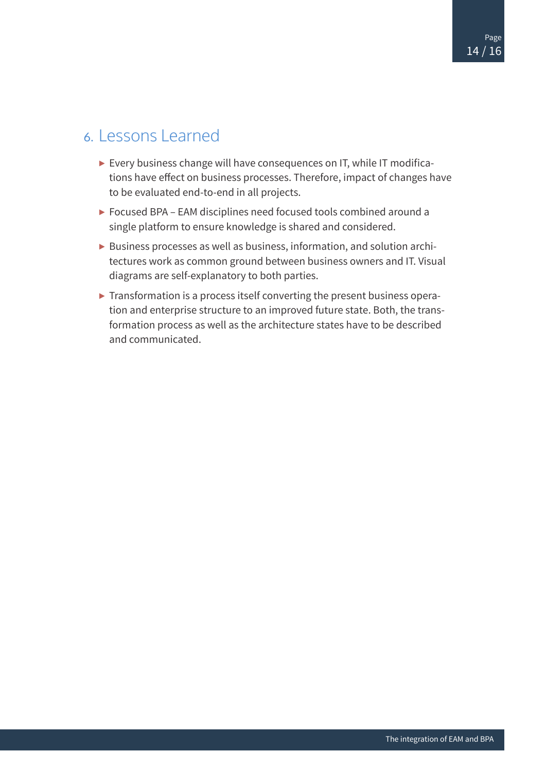## 6. Lessons Learned

- Every business change will have consequences on IT, while IT modifications have effect on business processes. Therefore, impact of changes have to be evaluated end-to-end in all projects.
- Focused BPA – EAM disciplines need focused tools combined around a single platform to ensure knowledge is shared and considered.
- Business processes as well as business, information, and solution architectures work as common ground between business owners and IT. Visual diagrams are self-explanatory to both parties.
- Transformation is a process itself converting the present business operation and enterprise structure to an improved future state. Both, the transformation process as well as the architecture states have to be described and communicated.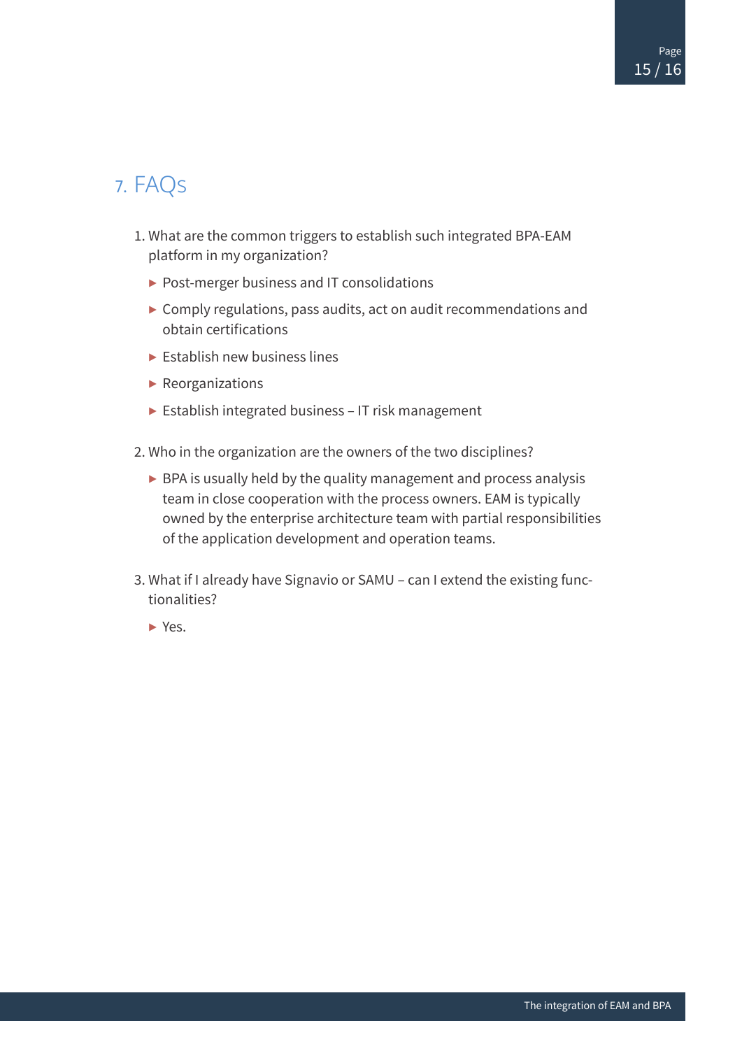## 7. FAQs

1. What are the common triggers to establish such integrated BPA-EAM platform in my organization?
   - Post-merger business and IT consolidations
   - Comply regulations, pass audits, act on audit recommendations and obtain certifications
   - Establish new business lines
   - Reorganizations
   - Establish integrated business – IT risk management

2. Who in the organization are the owners of the two disciplines?
   - BPA is usually held by the quality management and process analysis team in close cooperation with the process owners. EAM is typically owned by the enterprise architecture team with partial responsibilities of the application development and operation teams.

3. What if I already have Signavio or SAMU – can I extend the existing functionalities?
   - Yes.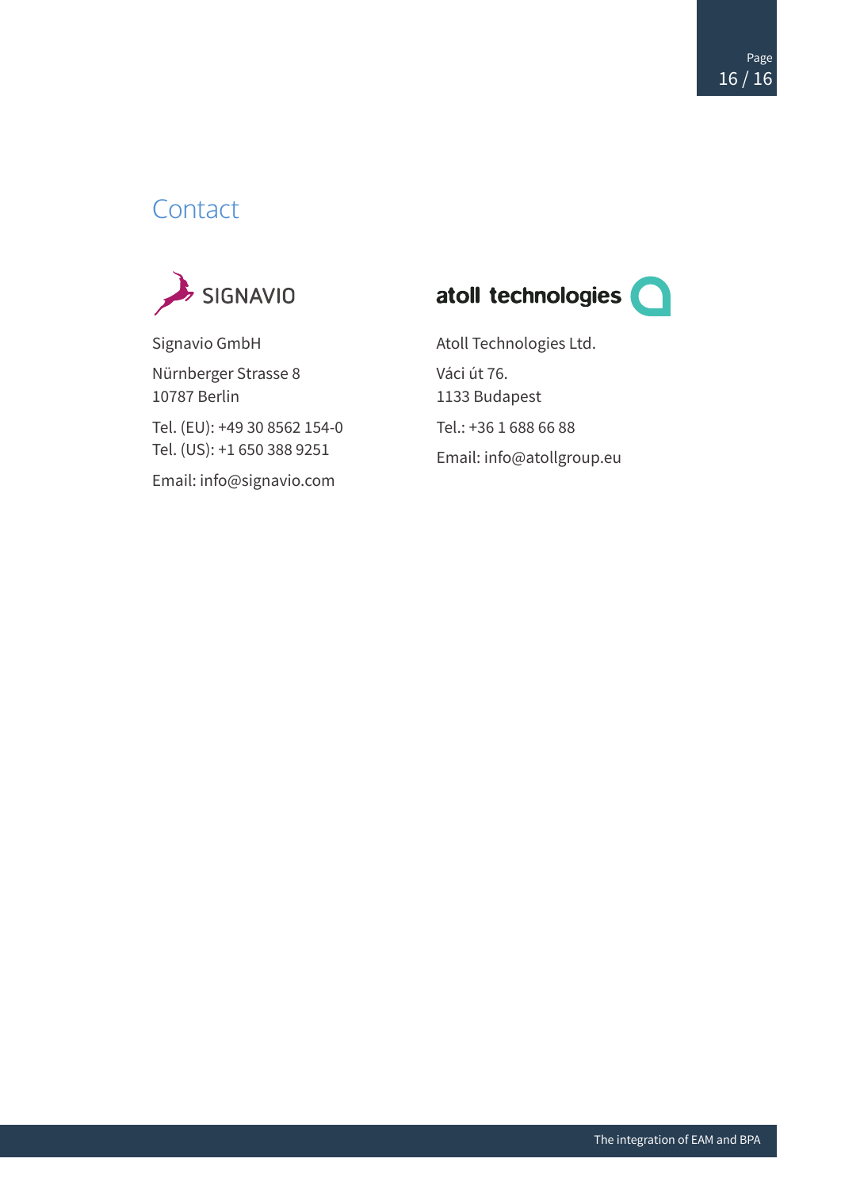# Contact

SIGNAVIO

Signavio GmbH

Nürnberger Strasse 8
10787 Berlin

Tel. (EU): +49 30 8562 154-0
Tel. (US): +1 650 388 9251

Email: info@signavio.com

atoll technologies

Atoll Technologies Ltd.

Váci út 76.
1133 Budapest

Tel.: +36 1 688 66 88

Email: info@atollgroup.eu